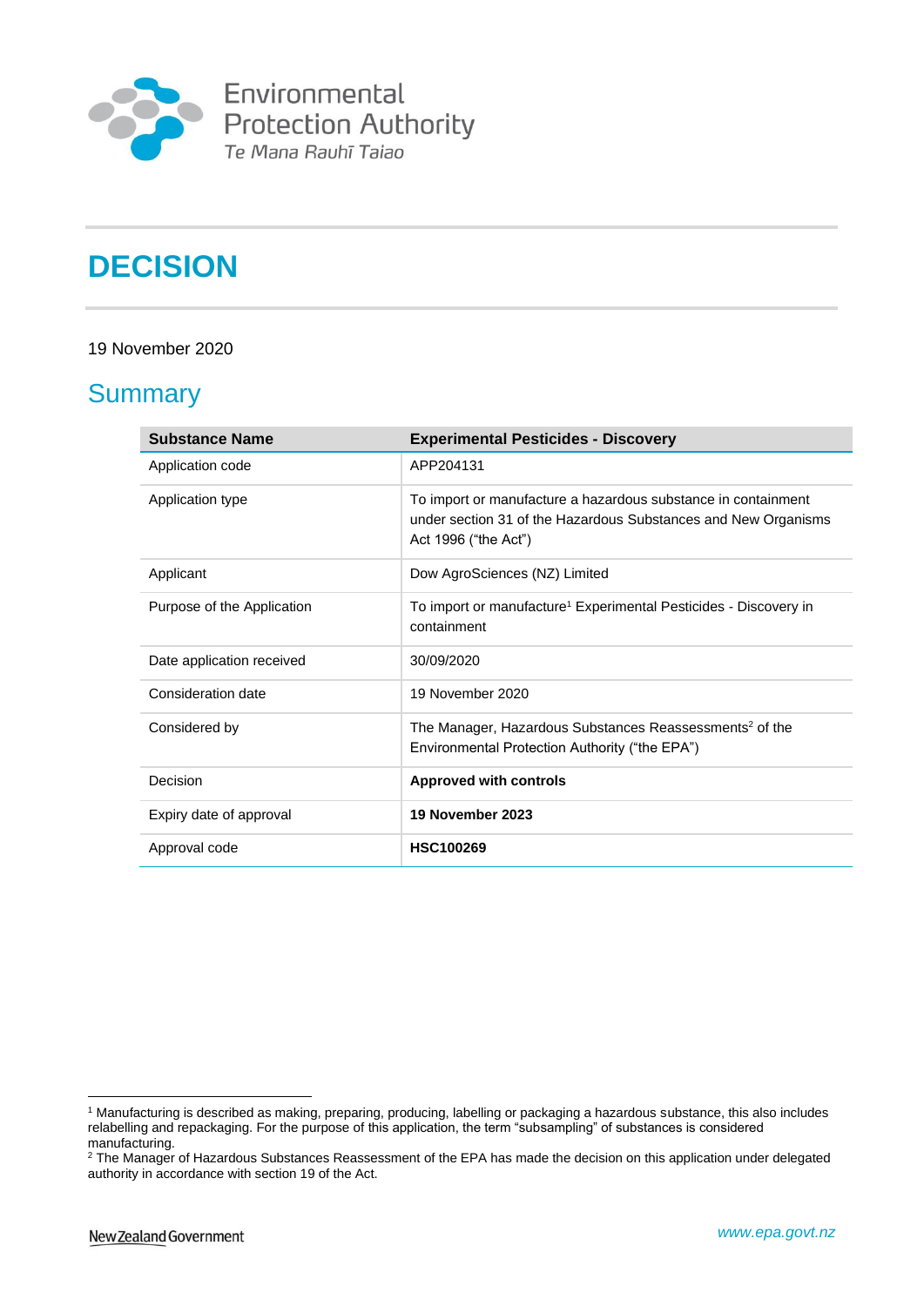Environmental Protection Authority
Te Mana Rauhī Taiao

# DECISION

19 November 2020

## Summary

| Substance Name | Experimental Pesticides - Discovery |
|---|---|
| Application code | APP204131 |
| Application type | To import or manufacture a hazardous substance in containment under section 31 of the Hazardous Substances and New Organisms Act 1996 ("the Act") |
| Applicant | Dow AgroSciences (NZ) Limited |
| Purpose of the Application | To import or manufacture[1] Experimental Pesticides - Discovery in containment |
| Date application received | 30/09/2020 |
| Consideration date | 19 November 2020 |
| Considered by | The Manager, Hazardous Substances Reassessments[2] of the Environmental Protection Authority ("the EPA") |
| Decision | **Approved with controls** |
| Expiry date of approval | **19 November 2023** |
| Approval code | **HSC100269** |

[1] Manufacturing is described as making, preparing, producing, labelling or packaging a hazardous substance, this also includes relabelling and repackaging. For the purpose of this application, the term "subsampling" of substances is considered manufacturing.

[2] The Manager of Hazardous Substances Reassessment of the EPA has made the decision on this application under delegated authority in accordance with section 19 of the Act.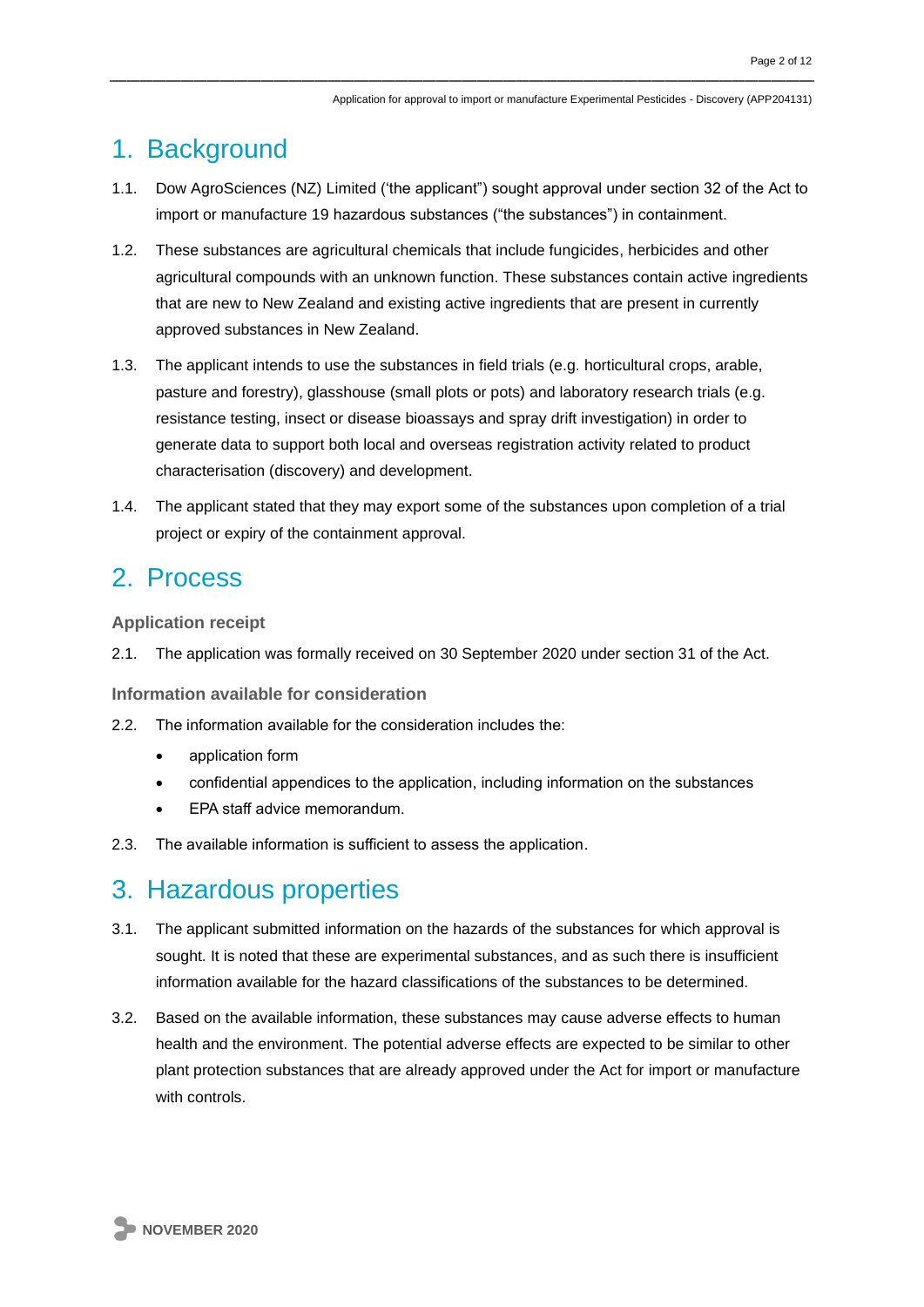# 1. Background

1.1. Dow AgroSciences (NZ) Limited ('the applicant") sought approval under section 32 of the Act to import or manufacture 19 hazardous substances ("the substances") in containment.

1.2. These substances are agricultural chemicals that include fungicides, herbicides and other agricultural compounds with an unknown function. These substances contain active ingredients that are new to New Zealand and existing active ingredients that are present in currently approved substances in New Zealand.

1.3. The applicant intends to use the substances in field trials (e.g. horticultural crops, arable, pasture and forestry), glasshouse (small plots or pots) and laboratory research trials (e.g. resistance testing, insect or disease bioassays and spray drift investigation) in order to generate data to support both local and overseas registration activity related to product characterisation (discovery) and development.

1.4. The applicant stated that they may export some of the substances upon completion of a trial project or expiry of the containment approval.

# 2. Process

### Application receipt

2.1. The application was formally received on 30 September 2020 under section 31 of the Act.

### Information available for consideration

2.2. The information available for the consideration includes the:

- application form
- confidential appendices to the application, including information on the substances
- EPA staff advice memorandum.

2.3. The available information is sufficient to assess the application.

# 3. Hazardous properties

3.1. The applicant submitted information on the hazards of the substances for which approval is sought. It is noted that these are experimental substances, and as such there is insufficient information available for the hazard classifications of the substances to be determined.

3.2. Based on the available information, these substances may cause adverse effects to human health and the environment. The potential adverse effects are expected to be similar to other plant protection substances that are already approved under the Act for import or manufacture with controls.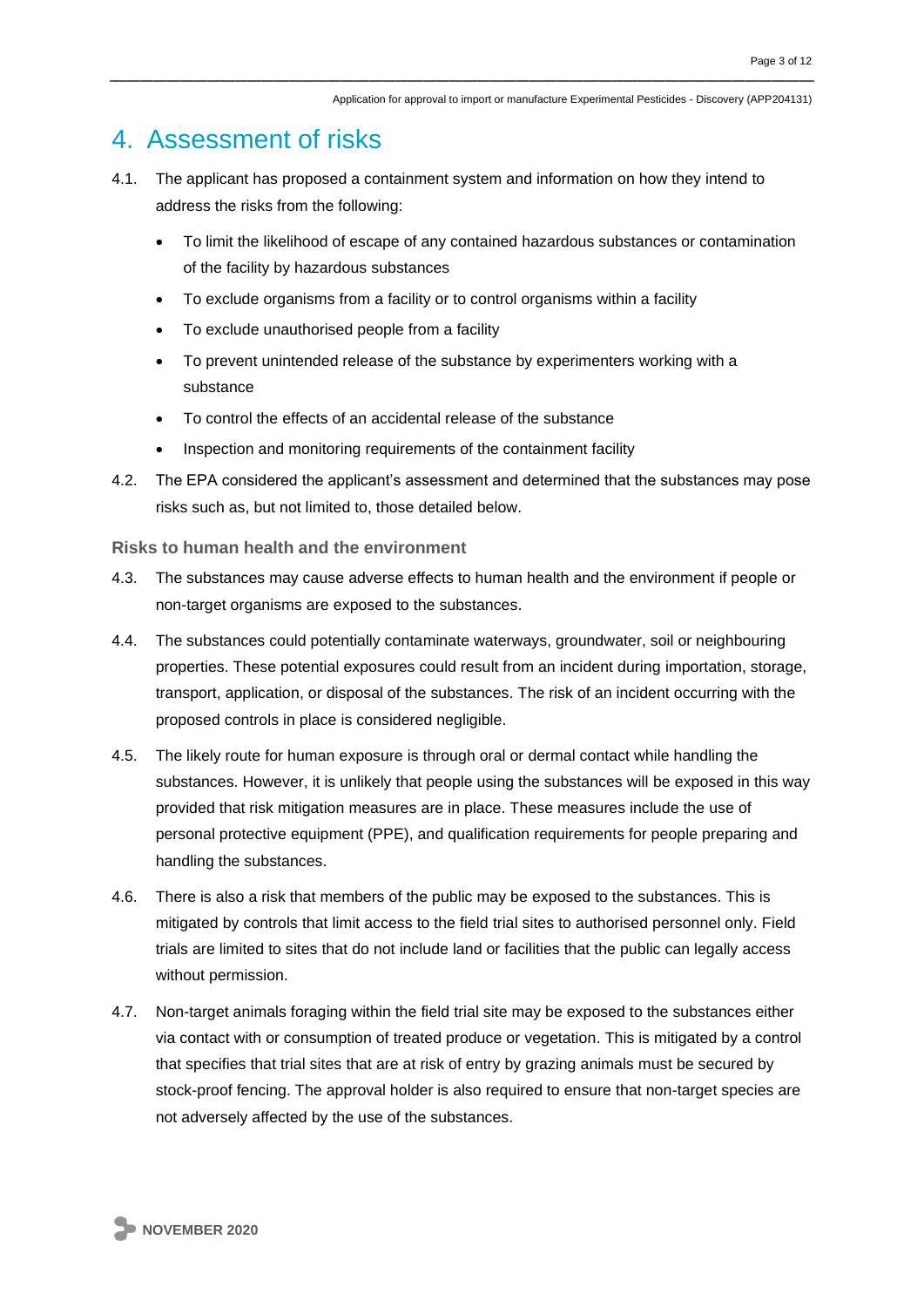# 4. Assessment of risks

4.1. The applicant has proposed a containment system and information on how they intend to address the risks from the following:

- To limit the likelihood of escape of any contained hazardous substances or contamination of the facility by hazardous substances
- To exclude organisms from a facility or to control organisms within a facility
- To exclude unauthorised people from a facility
- To prevent unintended release of the substance by experimenters working with a substance
- To control the effects of an accidental release of the substance
- Inspection and monitoring requirements of the containment facility

4.2. The EPA considered the applicant's assessment and determined that the substances may pose risks such as, but not limited to, those detailed below.

### Risks to human health and the environment

4.3. The substances may cause adverse effects to human health and the environment if people or non-target organisms are exposed to the substances.

4.4. The substances could potentially contaminate waterways, groundwater, soil or neighbouring properties. These potential exposures could result from an incident during importation, storage, transport, application, or disposal of the substances. The risk of an incident occurring with the proposed controls in place is considered negligible.

4.5. The likely route for human exposure is through oral or dermal contact while handling the substances. However, it is unlikely that people using the substances will be exposed in this way provided that risk mitigation measures are in place. These measures include the use of personal protective equipment (PPE), and qualification requirements for people preparing and handling the substances.

4.6. There is also a risk that members of the public may be exposed to the substances. This is mitigated by controls that limit access to the field trial sites to authorised personnel only. Field trials are limited to sites that do not include land or facilities that the public can legally access without permission.

4.7. Non-target animals foraging within the field trial site may be exposed to the substances either via contact with or consumption of treated produce or vegetation. This is mitigated by a control that specifies that trial sites that are at risk of entry by grazing animals must be secured by stock-proof fencing. The approval holder is also required to ensure that non-target species are not adversely affected by the use of the substances.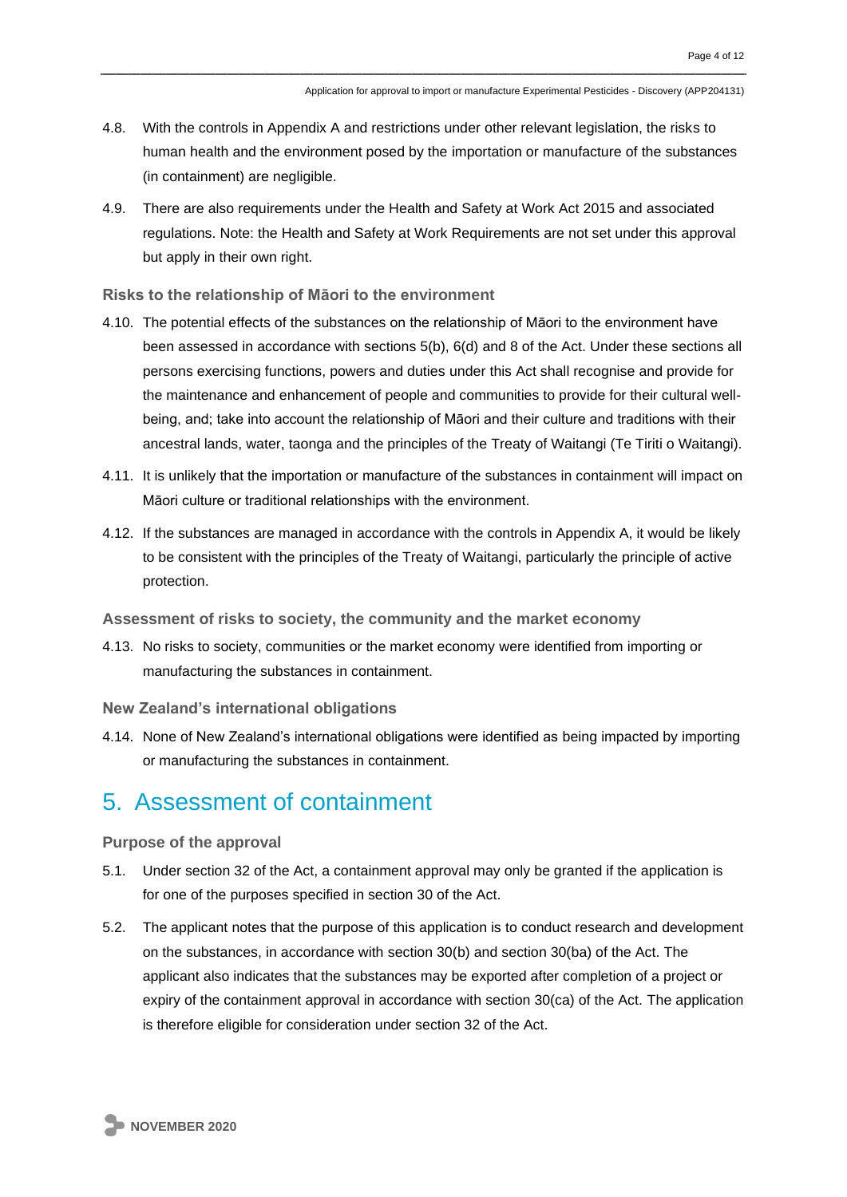4.8. With the controls in Appendix A and restrictions under other relevant legislation, the risks to human health and the environment posed by the importation or manufacture of the substances (in containment) are negligible.

4.9. There are also requirements under the Health and Safety at Work Act 2015 and associated regulations. Note: the Health and Safety at Work Requirements are not set under this approval but apply in their own right.

### Risks to the relationship of Māori to the environment

4.10. The potential effects of the substances on the relationship of Māori to the environment have been assessed in accordance with sections 5(b), 6(d) and 8 of the Act. Under these sections all persons exercising functions, powers and duties under this Act shall recognise and provide for the maintenance and enhancement of people and communities to provide for their cultural well-being, and; take into account the relationship of Māori and their culture and traditions with their ancestral lands, water, taonga and the principles of the Treaty of Waitangi (Te Tiriti o Waitangi).

4.11. It is unlikely that the importation or manufacture of the substances in containment will impact on Māori culture or traditional relationships with the environment.

4.12. If the substances are managed in accordance with the controls in Appendix A, it would be likely to be consistent with the principles of the Treaty of Waitangi, particularly the principle of active protection.

### Assessment of risks to society, the community and the market economy

4.13. No risks to society, communities or the market economy were identified from importing or manufacturing the substances in containment.

### New Zealand's international obligations

4.14. None of New Zealand's international obligations were identified as being impacted by importing or manufacturing the substances in containment.

## 5. Assessment of containment

### Purpose of the approval

5.1. Under section 32 of the Act, a containment approval may only be granted if the application is for one of the purposes specified in section 30 of the Act.

5.2. The applicant notes that the purpose of this application is to conduct research and development on the substances, in accordance with section 30(b) and section 30(ba) of the Act. The applicant also indicates that the substances may be exported after completion of a project or expiry of the containment approval in accordance with section 30(ca) of the Act. The application is therefore eligible for consideration under section 32 of the Act.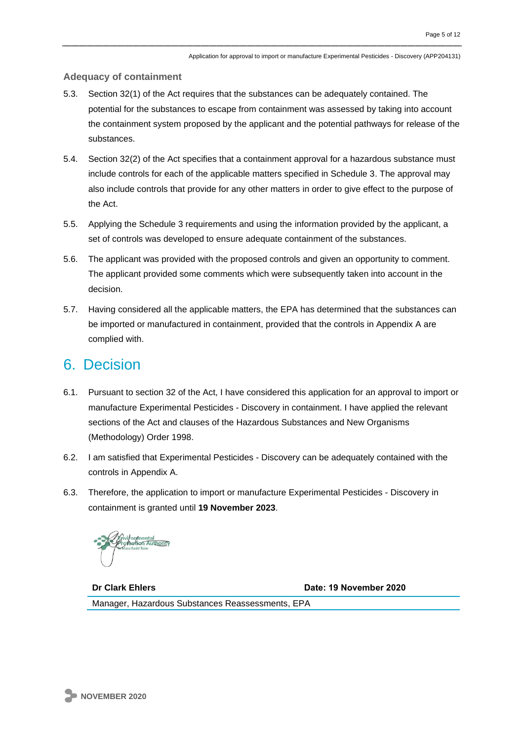### Adequacy of containment

5.3. Section 32(1) of the Act requires that the substances can be adequately contained. The potential for the substances to escape from containment was assessed by taking into account the containment system proposed by the applicant and the potential pathways for release of the substances.

5.4. Section 32(2) of the Act specifies that a containment approval for a hazardous substance must include controls for each of the applicable matters specified in Schedule 3. The approval may also include controls that provide for any other matters in order to give effect to the purpose of the Act.

5.5. Applying the Schedule 3 requirements and using the information provided by the applicant, a set of controls was developed to ensure adequate containment of the substances.

5.6. The applicant was provided with the proposed controls and given an opportunity to comment. The applicant provided some comments which were subsequently taken into account in the decision.

5.7. Having considered all the applicable matters, the EPA has determined that the substances can be imported or manufactured in containment, provided that the controls in Appendix A are complied with.

## 6. Decision

6.1. Pursuant to section 32 of the Act, I have considered this application for an approval to import or manufacture Experimental Pesticides - Discovery in containment. I have applied the relevant sections of the Act and clauses of the Hazardous Substances and New Organisms (Methodology) Order 1998.

6.2. I am satisfied that Experimental Pesticides - Discovery can be adequately contained with the controls in Appendix A.

6.3. Therefore, the application to import or manufacture Experimental Pesticides - Discovery in containment is granted until **19 November 2023**.

| **Dr Clark Ehlers** | **Date: 19 November 2020** |
| --- | --- |
| Manager, Hazardous Substances Reassessments, EPA | |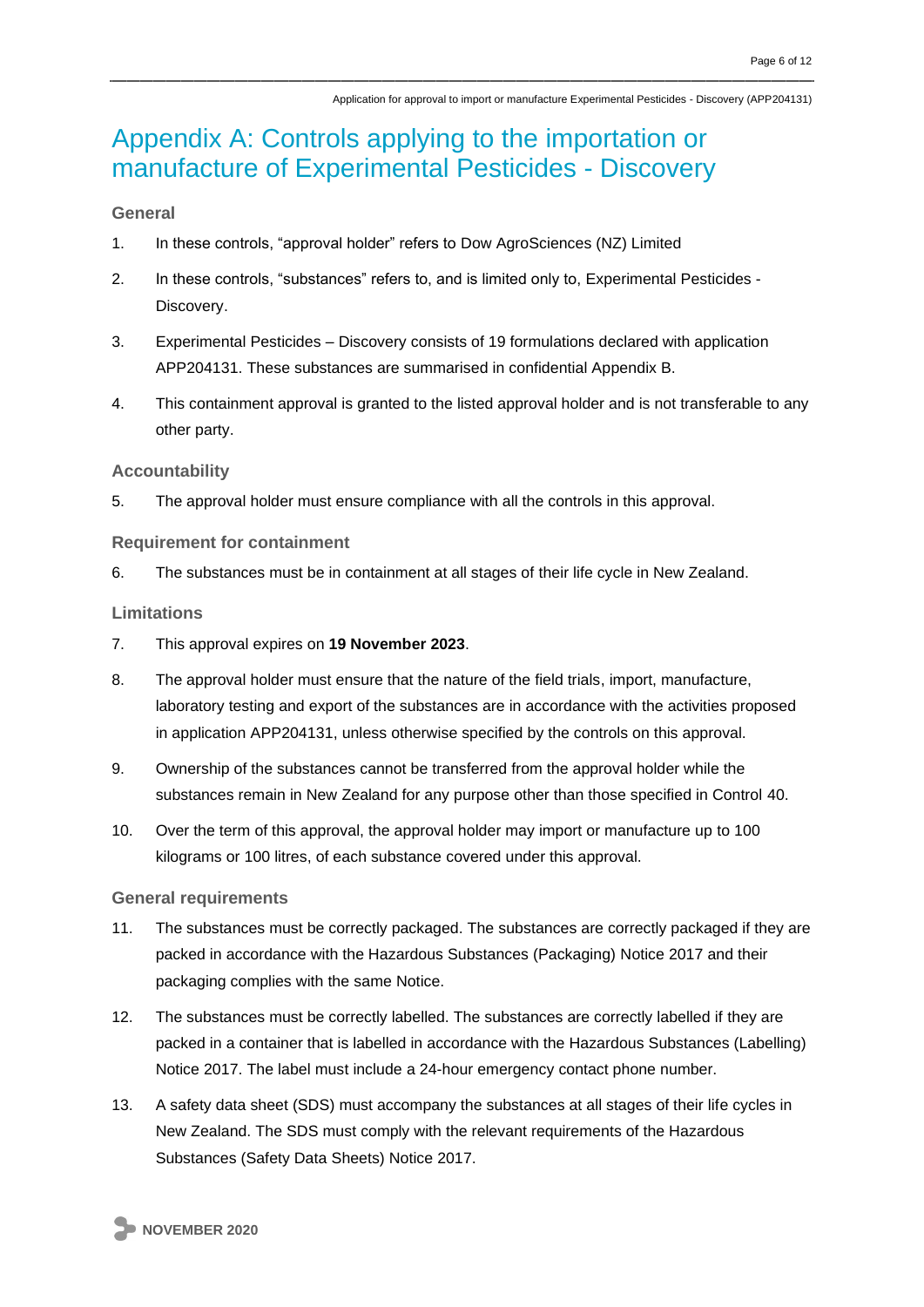# Appendix A: Controls applying to the importation or manufacture of Experimental Pesticides - Discovery

### General

1. In these controls, "approval holder" refers to Dow AgroSciences (NZ) Limited
2. In these controls, "substances" refers to, and is limited only to, Experimental Pesticides - Discovery.
3. Experimental Pesticides – Discovery consists of 19 formulations declared with application APP204131. These substances are summarised in confidential Appendix B.
4. This containment approval is granted to the listed approval holder and is not transferable to any other party.

### Accountability

5. The approval holder must ensure compliance with all the controls in this approval.

### Requirement for containment

6. The substances must be in containment at all stages of their life cycle in New Zealand.

### Limitations

7. This approval expires on **19 November 2023**.
8. The approval holder must ensure that the nature of the field trials, import, manufacture, laboratory testing and export of the substances are in accordance with the activities proposed in application APP204131, unless otherwise specified by the controls on this approval.
9. Ownership of the substances cannot be transferred from the approval holder while the substances remain in New Zealand for any purpose other than those specified in Control 40.
10. Over the term of this approval, the approval holder may import or manufacture up to 100 kilograms or 100 litres, of each substance covered under this approval.

### General requirements

11. The substances must be correctly packaged. The substances are correctly packaged if they are packed in accordance with the Hazardous Substances (Packaging) Notice 2017 and their packaging complies with the same Notice.
12. The substances must be correctly labelled. The substances are correctly labelled if they are packed in a container that is labelled in accordance with the Hazardous Substances (Labelling) Notice 2017. The label must include a 24-hour emergency contact phone number.
13. A safety data sheet (SDS) must accompany the substances at all stages of their life cycles in New Zealand. The SDS must comply with the relevant requirements of the Hazardous Substances (Safety Data Sheets) Notice 2017.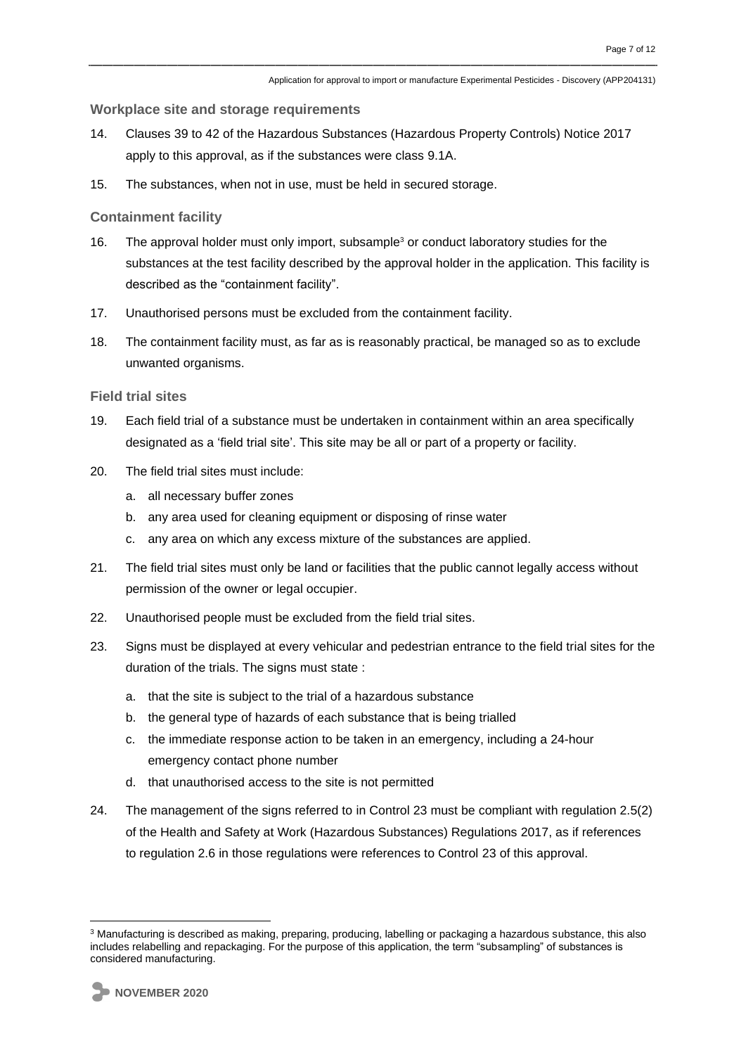### Workplace site and storage requirements

14. Clauses 39 to 42 of the Hazardous Substances (Hazardous Property Controls) Notice 2017 apply to this approval, as if the substances were class 9.1A.

15. The substances, when not in use, must be held in secured storage.

### Containment facility

16. The approval holder must only import, subsample[3] or conduct laboratory studies for the substances at the test facility described by the approval holder in the application. This facility is described as the "containment facility".

17. Unauthorised persons must be excluded from the containment facility.

18. The containment facility must, as far as is reasonably practical, be managed so as to exclude unwanted organisms.

### Field trial sites

19. Each field trial of a substance must be undertaken in containment within an area specifically designated as a 'field trial site'. This site may be all or part of a property or facility.

20. The field trial sites must include:
    a. all necessary buffer zones
    b. any area used for cleaning equipment or disposing of rinse water
    c. any area on which any excess mixture of the substances are applied.

21. The field trial sites must only be land or facilities that the public cannot legally access without permission of the owner or legal occupier.

22. Unauthorised people must be excluded from the field trial sites.

23. Signs must be displayed at every vehicular and pedestrian entrance to the field trial sites for the duration of the trials. The signs must state :
    a. that the site is subject to the trial of a hazardous substance
    b. the general type of hazards of each substance that is being trialled
    c. the immediate response action to be taken in an emergency, including a 24-hour emergency contact phone number
    d. that unauthorised access to the site is not permitted

24. The management of the signs referred to in Control 23 must be compliant with regulation 2.5(2) of the Health and Safety at Work (Hazardous Substances) Regulations 2017, as if references to regulation 2.6 in those regulations were references to Control 23 of this approval.

---

[3] Manufacturing is described as making, preparing, producing, labelling or packaging a hazardous substance, this also includes relabelling and repackaging. For the purpose of this application, the term "subsampling" of substances is considered manufacturing.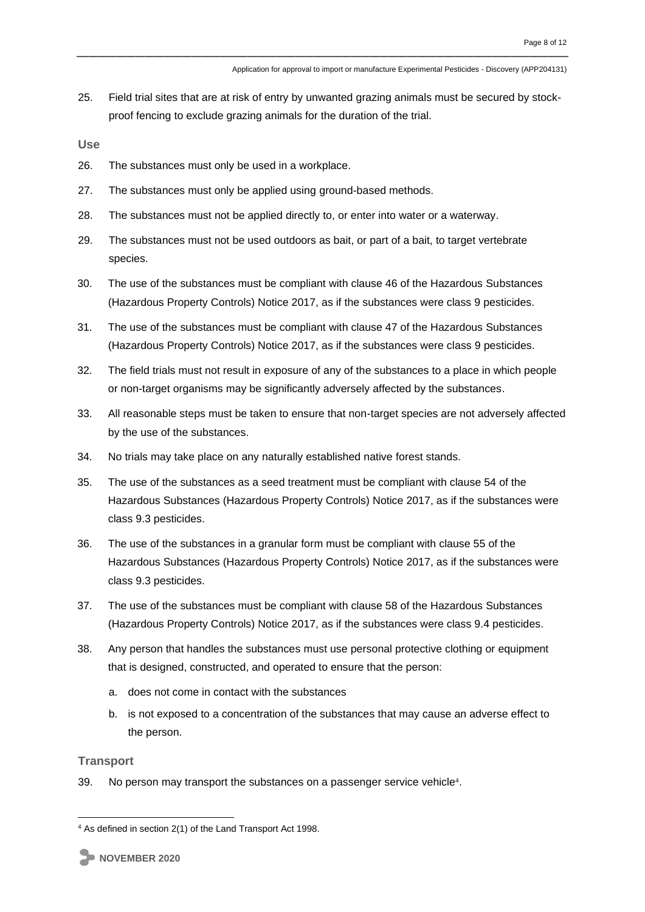25. Field trial sites that are at risk of entry by unwanted grazing animals must be secured by stock-proof fencing to exclude grazing animals for the duration of the trial.

### Use

26. The substances must only be used in a workplace.
27. The substances must only be applied using ground-based methods.
28. The substances must not be applied directly to, or enter into water or a waterway.
29. The substances must not be used outdoors as bait, or part of a bait, to target vertebrate species.
30. The use of the substances must be compliant with clause 46 of the Hazardous Substances (Hazardous Property Controls) Notice 2017, as if the substances were class 9 pesticides.
31. The use of the substances must be compliant with clause 47 of the Hazardous Substances (Hazardous Property Controls) Notice 2017, as if the substances were class 9 pesticides.
32. The field trials must not result in exposure of any of the substances to a place in which people or non-target organisms may be significantly adversely affected by the substances.
33. All reasonable steps must be taken to ensure that non-target species are not adversely affected by the use of the substances.
34. No trials may take place on any naturally established native forest stands.
35. The use of the substances as a seed treatment must be compliant with clause 54 of the Hazardous Substances (Hazardous Property Controls) Notice 2017, as if the substances were class 9.3 pesticides.
36. The use of the substances in a granular form must be compliant with clause 55 of the Hazardous Substances (Hazardous Property Controls) Notice 2017, as if the substances were class 9.3 pesticides.
37. The use of the substances must be compliant with clause 58 of the Hazardous Substances (Hazardous Property Controls) Notice 2017, as if the substances were class 9.4 pesticides.
38. Any person that handles the substances must use personal protective clothing or equipment that is designed, constructed, and operated to ensure that the person:
    a. does not come in contact with the substances
    b. is not exposed to a concentration of the substances that may cause an adverse effect to the person.

### Transport

39. No person may transport the substances on a passenger service vehicle[4].

[4] As defined in section 2(1) of the Land Transport Act 1998.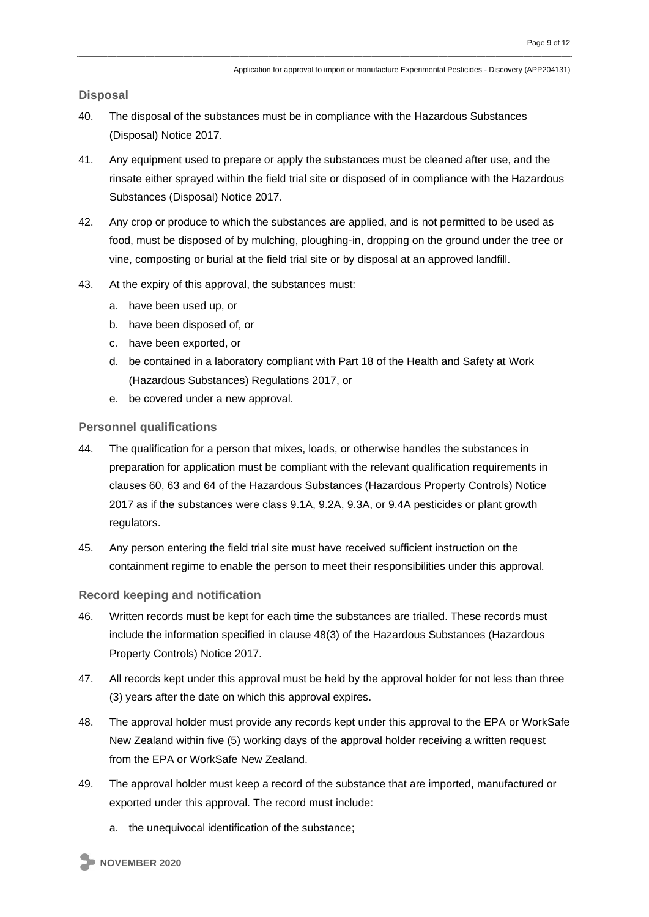### Disposal

40. The disposal of the substances must be in compliance with the Hazardous Substances (Disposal) Notice 2017.

41. Any equipment used to prepare or apply the substances must be cleaned after use, and the rinsate either sprayed within the field trial site or disposed of in compliance with the Hazardous Substances (Disposal) Notice 2017.

42. Any crop or produce to which the substances are applied, and is not permitted to be used as food, must be disposed of by mulching, ploughing-in, dropping on the ground under the tree or vine, composting or burial at the field trial site or by disposal at an approved landfill.

43. At the expiry of this approval, the substances must:
    a. have been used up, or
    b. have been disposed of, or
    c. have been exported, or
    d. be contained in a laboratory compliant with Part 18 of the Health and Safety at Work (Hazardous Substances) Regulations 2017, or
    e. be covered under a new approval.

### Personnel qualifications

44. The qualification for a person that mixes, loads, or otherwise handles the substances in preparation for application must be compliant with the relevant qualification requirements in clauses 60, 63 and 64 of the Hazardous Substances (Hazardous Property Controls) Notice 2017 as if the substances were class 9.1A, 9.2A, 9.3A, or 9.4A pesticides or plant growth regulators.

45. Any person entering the field trial site must have received sufficient instruction on the containment regime to enable the person to meet their responsibilities under this approval.

### Record keeping and notification

46. Written records must be kept for each time the substances are trialled. These records must include the information specified in clause 48(3) of the Hazardous Substances (Hazardous Property Controls) Notice 2017.

47. All records kept under this approval must be held by the approval holder for not less than three (3) years after the date on which this approval expires.

48. The approval holder must provide any records kept under this approval to the EPA or WorkSafe New Zealand within five (5) working days of the approval holder receiving a written request from the EPA or WorkSafe New Zealand.

49. The approval holder must keep a record of the substance that are imported, manufactured or exported under this approval. The record must include:
    a. the unequivocal identification of the substance;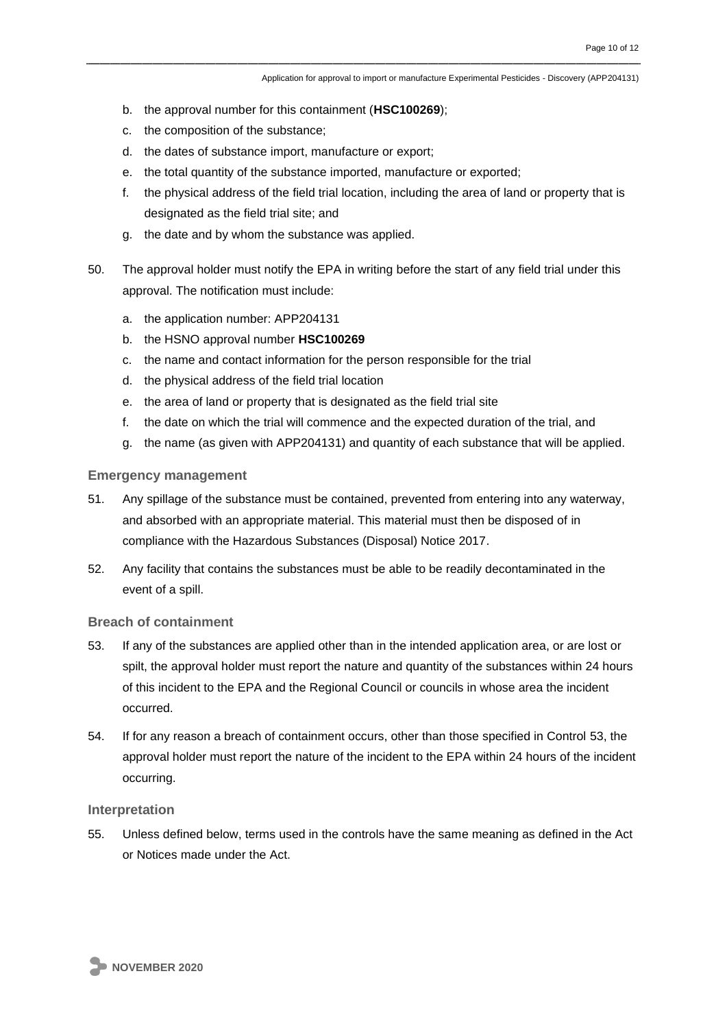b. the approval number for this containment (**HSC100269**);
   c. the composition of the substance;
   d. the dates of substance import, manufacture or export;
   e. the total quantity of the substance imported, manufacture or exported;
   f. the physical address of the field trial location, including the area of land or property that is designated as the field trial site; and
   g. the date and by whom the substance was applied.

50. The approval holder must notify the EPA in writing before the start of any field trial under this approval. The notification must include:

   a. the application number: APP204131
   b. the HSNO approval number **HSC100269**
   c. the name and contact information for the person responsible for the trial
   d. the physical address of the field trial location
   e. the area of land or property that is designated as the field trial site
   f. the date on which the trial will commence and the expected duration of the trial, and
   g. the name (as given with APP204131) and quantity of each substance that will be applied.

### Emergency management

51. Any spillage of the substance must be contained, prevented from entering into any waterway, and absorbed with an appropriate material. This material must then be disposed of in compliance with the Hazardous Substances (Disposal) Notice 2017.

52. Any facility that contains the substances must be able to be readily decontaminated in the event of a spill.

### Breach of containment

53. If any of the substances are applied other than in the intended application area, or are lost or spilt, the approval holder must report the nature and quantity of the substances within 24 hours of this incident to the EPA and the Regional Council or councils in whose area the incident occurred.

54. If for any reason a breach of containment occurs, other than those specified in Control 53, the approval holder must report the nature of the incident to the EPA within 24 hours of the incident occurring.

### Interpretation

55. Unless defined below, terms used in the controls have the same meaning as defined in the Act or Notices made under the Act.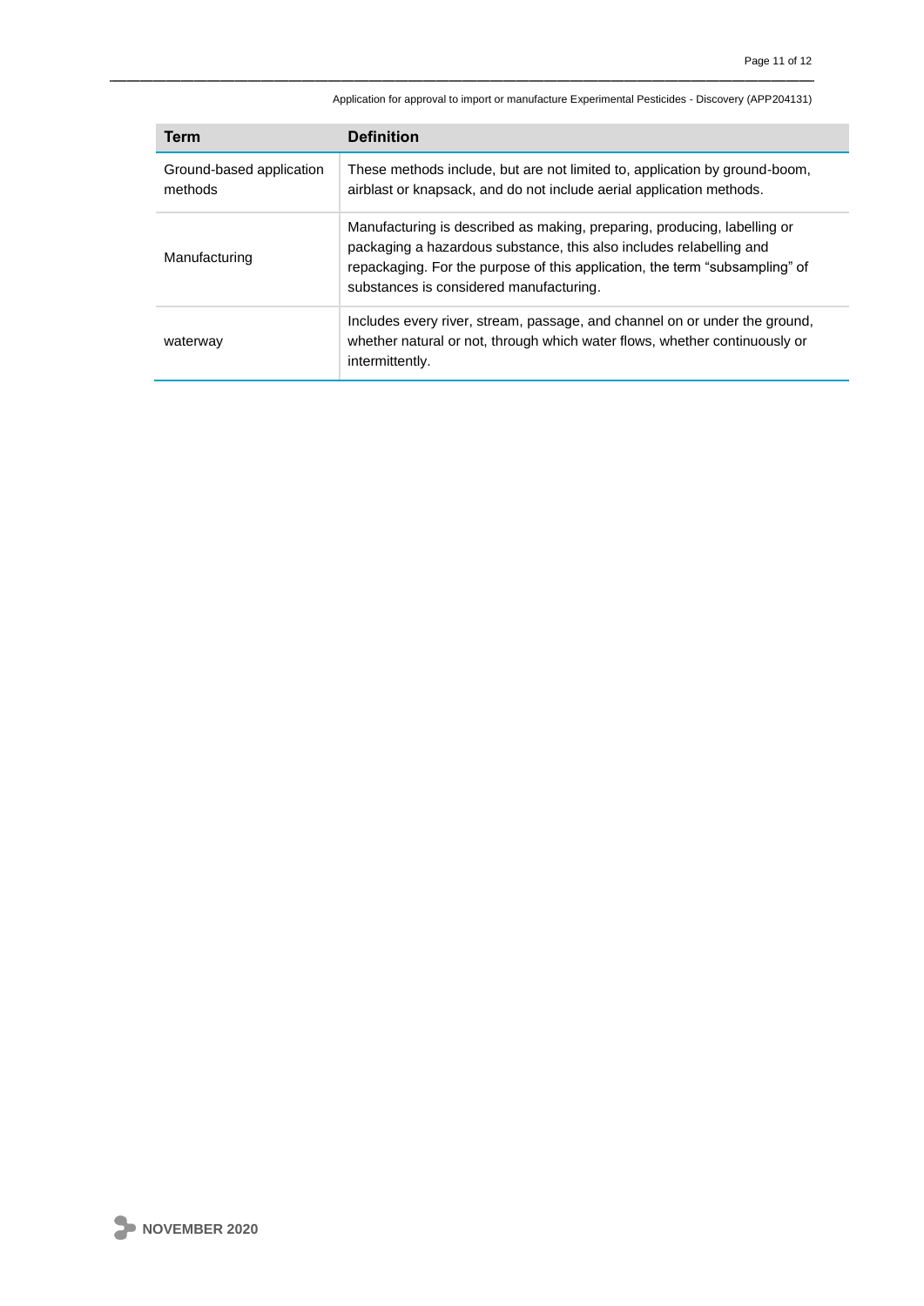| Term | Definition |
| --- | --- |
| Ground-based application methods | These methods include, but are not limited to, application by ground-boom, airblast or knapsack, and do not include aerial application methods. |
| Manufacturing | Manufacturing is described as making, preparing, producing, labelling or packaging a hazardous substance, this also includes relabelling and repackaging. For the purpose of this application, the term "subsampling" of substances is considered manufacturing. |
| waterway | Includes every river, stream, passage, and channel on or under the ground, whether natural or not, through which water flows, whether continuously or intermittently. |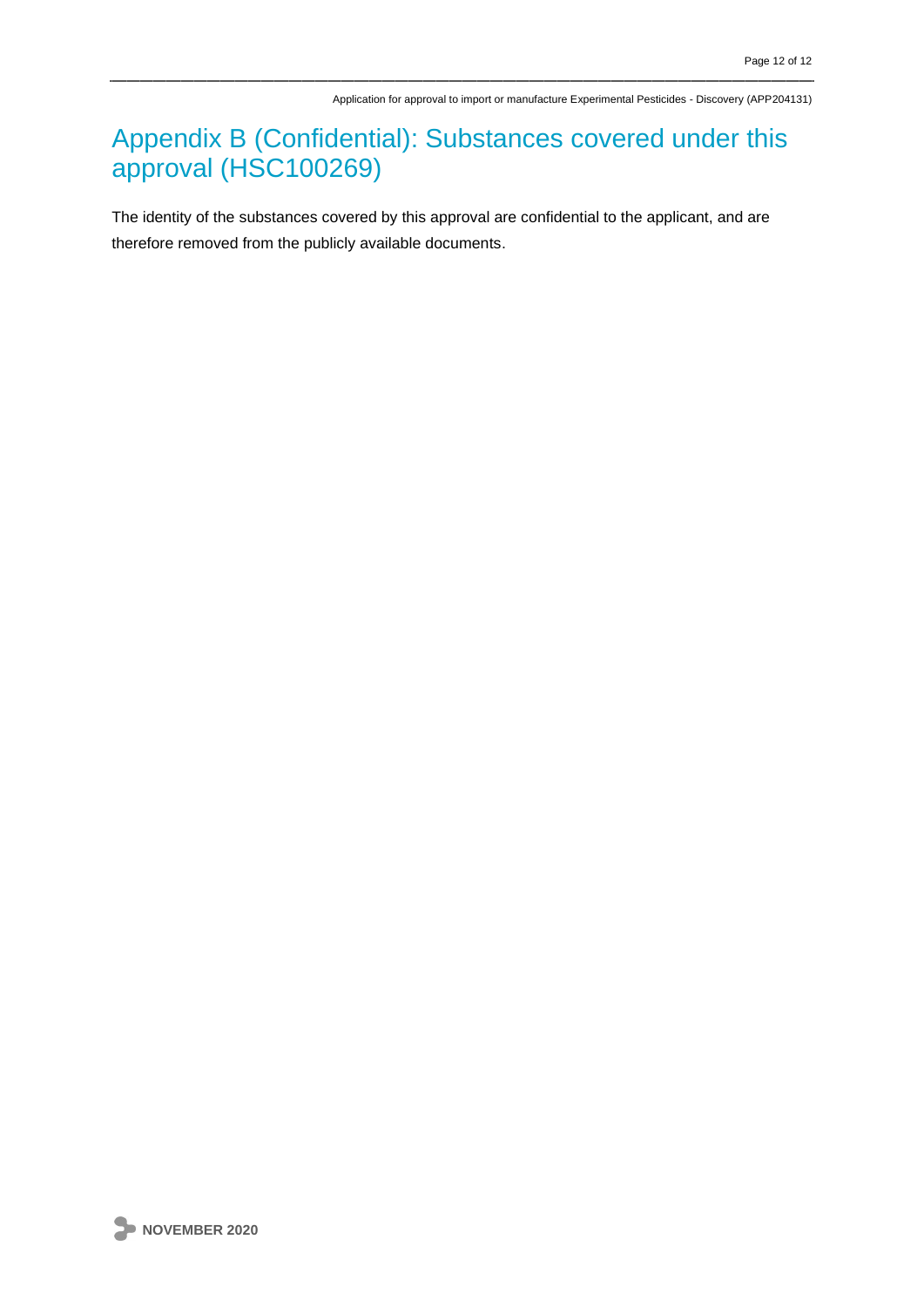# Appendix B (Confidential): Substances covered under this approval (HSC100269)

The identity of the substances covered by this approval are confidential to the applicant, and are therefore removed from the publicly available documents.